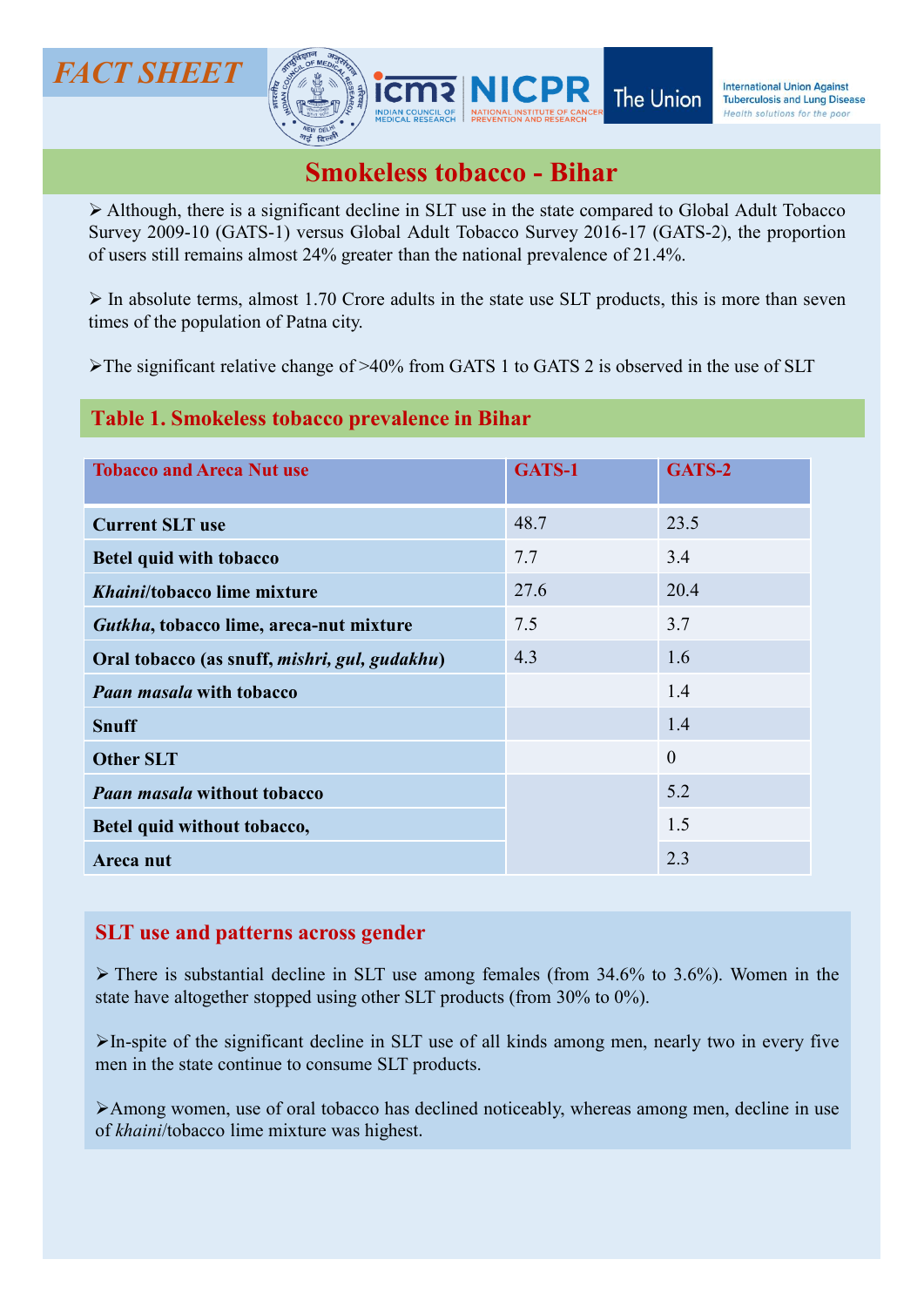FACT SHEET

# Smokeless tobacco - Bihar

➢ Although, there is a significant decline in SLT use in the state compared to Global Adult Tobacco Survey 2009-10 (GATS-1) versus Global Adult Tobacco Survey 2016-17 (GATS-2), the proportion of users still remains almost 24% greater than the national prevalence of 21.4%.

➢ In absolute terms, almost 1.70 Crore adults in the state use SLT products, this is more than seven times of the population of Patna city.

➢The significant relative change of >40% from GATS 1 to GATS 2 is observed in the use of SLT

## Table 1. Smokeless tobacco prevalence in Bihar

| Tobacco and Areca Nut use | GATS-1 | GATS-2 |
|---|---|---|
| **Current SLT use** | 48.7 | 23.5 |
| **Betel quid with tobacco** | 7.7 | 3.4 |
| ***Khaini*/tobacco lime mixture** | 27.6 | 20.4 |
| ***Gutkha*, tobacco lime, areca-nut mixture** | 7.5 | 3.7 |
| **Oral tobacco (as snuff, *mishri, gul, gudakhu*)** | 4.3 | 1.6 |
| ***Paan masala* with tobacco** | | 1.4 |
| **Snuff** | | 1.4 |
| **Other SLT** | | 0 |
| ***Paan masala* without tobacco** | | 5.2 |
| **Betel quid without tobacco,** | | 1.5 |
| **Areca nut** | | 2.3 |

## SLT use and patterns across gender

➢ There is substantial decline in SLT use among females (from 34.6% to 3.6%). Women in the state have altogether stopped using other SLT products (from 30% to 0%).

➢In-spite of the significant decline in SLT use of all kinds among men, nearly two in every five men in the state continue to consume SLT products.

➢Among women, use of oral tobacco has declined noticeably, whereas among men, decline in use of *khaini*/tobacco lime mixture was highest.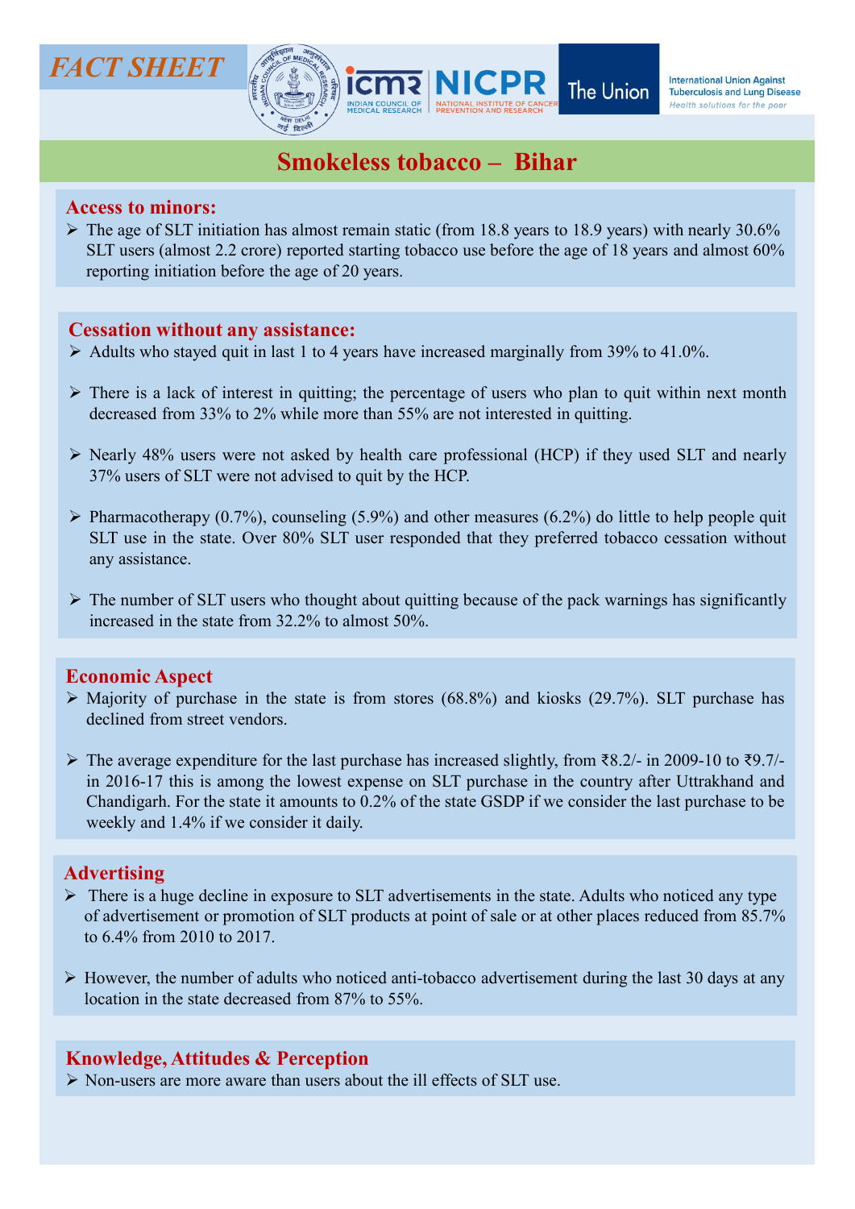FACT SHEET

# Smokeless tobacco – Bihar

## Access to minors:

- The age of SLT initiation has almost remain static (from 18.8 years to 18.9 years) with nearly 30.6% SLT users (almost 2.2 crore) reported starting tobacco use before the age of 18 years and almost 60% reporting initiation before the age of 20 years.

## Cessation without any assistance:

- Adults who stayed quit in last 1 to 4 years have increased marginally from 39% to 41.0%.
- There is a lack of interest in quitting; the percentage of users who plan to quit within next month decreased from 33% to 2% while more than 55% are not interested in quitting.
- Nearly 48% users were not asked by health care professional (HCP) if they used SLT and nearly 37% users of SLT were not advised to quit by the HCP.
- Pharmacotherapy (0.7%), counseling (5.9%) and other measures (6.2%) do little to help people quit SLT use in the state. Over 80% SLT user responded that they preferred tobacco cessation without any assistance.
- The number of SLT users who thought about quitting because of the pack warnings has significantly increased in the state from 32.2% to almost 50%.

## Economic Aspect

- Majority of purchase in the state is from stores (68.8%) and kiosks (29.7%). SLT purchase has declined from street vendors.
- The average expenditure for the last purchase has increased slightly, from ₹8.2/- in 2009-10 to ₹9.7/- in 2016-17 this is among the lowest expense on SLT purchase in the country after Uttrakhand and Chandigarh. For the state it amounts to 0.2% of the state GSDP if we consider the last purchase to be weekly and 1.4% if we consider it daily.

## Advertising

- There is a huge decline in exposure to SLT advertisements in the state. Adults who noticed any type of advertisement or promotion of SLT products at point of sale or at other places reduced from 85.7% to 6.4% from 2010 to 2017.
- However, the number of adults who noticed anti-tobacco advertisement during the last 30 days at any location in the state decreased from 87% to 55%.

## Knowledge, Attitudes & Perception

- Non-users are more aware than users about the ill effects of SLT use.